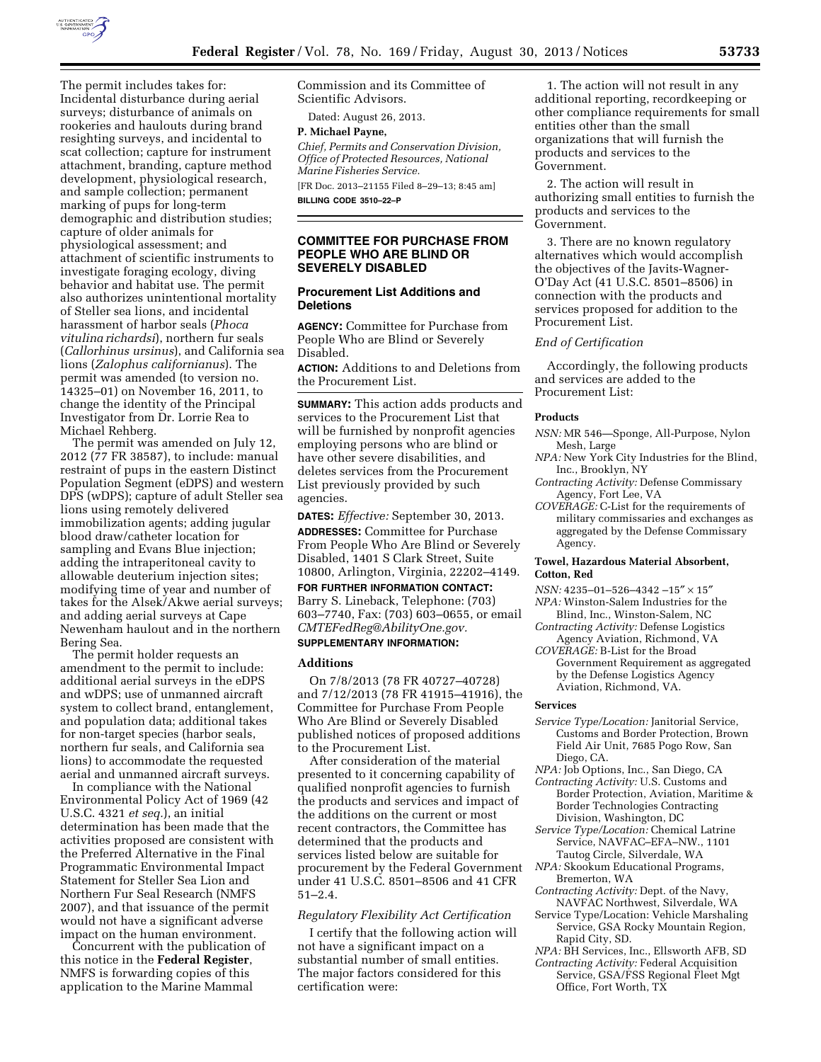The permit includes takes for: Incidental disturbance during aerial surveys; disturbance of animals on rookeries and haulouts during brand resighting surveys, and incidental to scat collection; capture for instrument attachment, branding, capture method development, physiological research, and sample collection; permanent marking of pups for long-term demographic and distribution studies; capture of older animals for physiological assessment; and attachment of scientific instruments to investigate foraging ecology, diving behavior and habitat use. The permit also authorizes unintentional mortality of Steller sea lions, and incidental harassment of harbor seals (*Phoca vitulina richardsi*), northern fur seals (*Callorhinus ursinus*), and California sea lions (*Zalophus californianus*). The permit was amended (to version no. 14325–01) on November 16, 2011, to change the identity of the Principal Investigator from Dr. Lorrie Rea to Michael Rehberg.

The permit was amended on July 12, 2012 (77 FR 38587), to include: manual restraint of pups in the eastern Distinct Population Segment (eDPS) and western DPS (wDPS); capture of adult Steller sea lions using remotely delivered immobilization agents; adding jugular blood draw/catheter location for sampling and Evans Blue injection; adding the intraperitoneal cavity to allowable deuterium injection sites; modifying time of year and number of takes for the Alsek/Akwe aerial surveys; and adding aerial surveys at Cape Newenham haulout and in the northern Bering Sea.

The permit holder requests an amendment to the permit to include: additional aerial surveys in the eDPS and wDPS; use of unmanned aircraft system to collect brand, entanglement, and population data; additional takes for non-target species (harbor seals, northern fur seals, and California sea lions) to accommodate the requested aerial and unmanned aircraft surveys.

In compliance with the National Environmental Policy Act of 1969 (42 U.S.C. 4321 *et seq.*), an initial determination has been made that the activities proposed are consistent with the Preferred Alternative in the Final Programmatic Environmental Impact Statement for Steller Sea Lion and Northern Fur Seal Research (NMFS 2007), and that issuance of the permit would not have a significant adverse impact on the human environment.

Concurrent with the publication of this notice in the **Federal Register**, NMFS is forwarding copies of this application to the Marine Mammal Commission and its Committee of Scientific Advisors.

Dated: August 26, 2013.

**P. Michael Payne,**

*Chief, Permits and Conservation Division, Office of Protected Resources, National Marine Fisheries Service.*

[FR Doc. 2013–21155 Filed 8–29–13; 8:45 am]

**BILLING CODE 3510–22–P**

## COMMITTEE FOR PURCHASE FROM PEOPLE WHO ARE BLIND OR SEVERELY DISABLED

### Procurement List Additions and Deletions

**AGENCY:** Committee for Purchase from People Who are Blind or Severely Disabled.

**ACTION:** Additions to and Deletions from the Procurement List.

**SUMMARY:** This action adds products and services to the Procurement List that will be furnished by nonprofit agencies employing persons who are blind or have other severe disabilities, and deletes services from the Procurement List previously provided by such agencies.

**DATES:** *Effective:* September 30, 2013.

**ADDRESSES:** Committee for Purchase From People Who Are Blind or Severely Disabled, 1401 S Clark Street, Suite 10800, Arlington, Virginia, 22202–4149.

**FOR FURTHER INFORMATION CONTACT:** Barry S. Lineback, Telephone: (703) 603–7740, Fax: (703) 603–0655, or email *CMTEFedReg@AbilityOne.gov.*

**SUPPLEMENTARY INFORMATION:**

### Additions

On 7/8/2013 (78 FR 40727–40728) and 7/12/2013 (78 FR 41915–41916), the Committee for Purchase From People Who Are Blind or Severely Disabled published notices of proposed additions to the Procurement List.

After consideration of the material presented to it concerning capability of qualified nonprofit agencies to furnish the products and services and impact of the additions on the current or most recent contractors, the Committee has determined that the products and services listed below are suitable for procurement by the Federal Government under 41 U.S.C. 8501–8506 and 41 CFR 51–2.4.

*Regulatory Flexibility Act Certification*

I certify that the following action will not have a significant impact on a substantial number of small entities. The major factors considered for this certification were:

1. The action will not result in any additional reporting, recordkeeping or other compliance requirements for small entities other than the small organizations that will furnish the products and services to the Government.

2. The action will result in authorizing small entities to furnish the products and services to the Government.

3. There are no known regulatory alternatives which would accomplish the objectives of the Javits-Wagner-O'Day Act (41 U.S.C. 8501–8506) in connection with the products and services proposed for addition to the Procurement List.

*End of Certification*

Accordingly, the following products and services are added to the Procurement List:

**Products**

*NSN:* MR 546—Sponge, All-Purpose, Nylon Mesh, Large
*NPA:* New York City Industries for the Blind, Inc., Brooklyn, NY
*Contracting Activity:* Defense Commissary Agency, Fort Lee, VA
*COVERAGE:* C-List for the requirements of military commissaries and exchanges as aggregated by the Defense Commissary Agency.

**Towel, Hazardous Material Absorbent, Cotton, Red**

*NSN:* 4235–01–526–4342 –15″ × 15″
*NPA:* Winston-Salem Industries for the Blind, Inc., Winston-Salem, NC
*Contracting Activity:* Defense Logistics Agency Aviation, Richmond, VA
*COVERAGE:* B-List for the Broad Government Requirement as aggregated by the Defense Logistics Agency Aviation, Richmond, VA.

**Services**

*Service Type/Location:* Janitorial Service, Customs and Border Protection, Brown Field Air Unit, 7685 Pogo Row, San Diego, CA.
*NPA:* Job Options, Inc., San Diego, CA
*Contracting Activity:* U.S. Customs and Border Protection, Aviation, Maritime & Border Technologies Contracting Division, Washington, DC
*Service Type/Location:* Chemical Latrine Service, NAVFAC–EFA–NW., 1101 Tautog Circle, Silverdale, WA
*NPA:* Skookum Educational Programs, Bremerton, WA
*Contracting Activity:* Dept. of the Navy, NAVFAC Northwest, Silverdale, WA
Service Type/Location: Vehicle Marshaling Service, GSA Rocky Mountain Region, Rapid City, SD.
*NPA:* BH Services, Inc., Ellsworth AFB, SD
*Contracting Activity:* Federal Acquisition Service, GSA/FSS Regional Fleet Mgt Office, Fort Worth, TX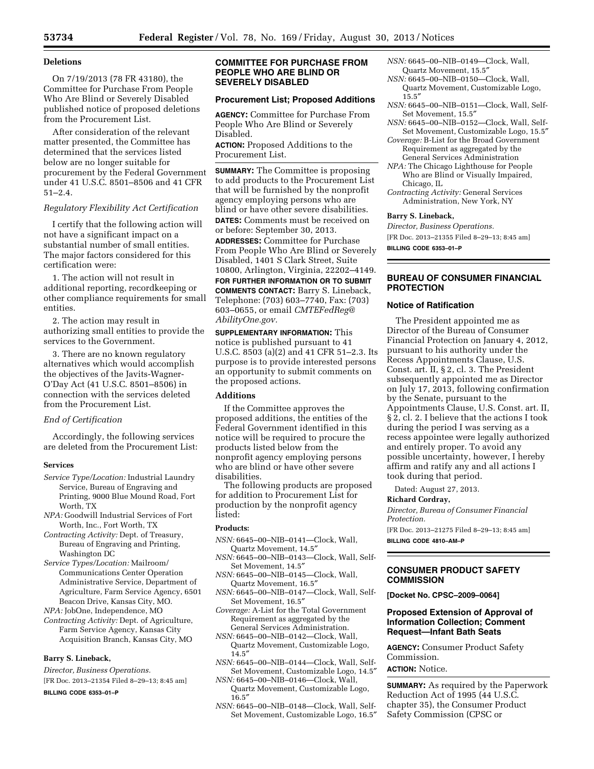### Deletions

On 7/19/2013 (78 FR 43180), the Committee for Purchase From People Who Are Blind or Severely Disabled published notice of proposed deletions from the Procurement List.

After consideration of the relevant matter presented, the Committee has determined that the services listed below are no longer suitable for procurement by the Federal Government under 41 U.S.C. 8501–8506 and 41 CFR 51–2.4.

#### *Regulatory Flexibility Act Certification*

I certify that the following action will not have a significant impact on a substantial number of small entities. The major factors considered for this certification were:

1. The action will not result in additional reporting, recordkeeping or other compliance requirements for small entities.

2. The action may result in authorizing small entities to provide the services to the Government.

3. There are no known regulatory alternatives which would accomplish the objectives of the Javits-Wagner-O'Day Act (41 U.S.C. 8501–8506) in connection with the services deleted from the Procurement List.

#### *End of Certification*

Accordingly, the following services are deleted from the Procurement List:

#### Services

*Service Type/Location:* Industrial Laundry Service, Bureau of Engraving and Printing, 9000 Blue Mound Road, Fort Worth, TX
*NPA:* Goodwill Industrial Services of Fort Worth, Inc., Fort Worth, TX
*Contracting Activity:* Dept. of Treasury, Bureau of Engraving and Printing, Washington DC
*Service Types/Location:* Mailroom/Communications Center Operation Administrative Service, Department of Agriculture, Farm Service Agency, 6501 Beacon Drive, Kansas City, MO.
*NPA:* JobOne, Independence, MO
*Contracting Activity:* Dept. of Agriculture, Farm Service Agency, Kansas City Acquisition Branch, Kansas City, MO

**Barry S. Lineback,**

*Director, Business Operations.*

[FR Doc. 2013–21354 Filed 8–29–13; 8:45 am]

**BILLING CODE 6353–01–P**

## COMMITTEE FOR PURCHASE FROM PEOPLE WHO ARE BLIND OR SEVERELY DISABLED

### Procurement List; Proposed Additions

**AGENCY:** Committee for Purchase From People Who Are Blind or Severely Disabled.

**ACTION:** Proposed Additions to the Procurement List.

**SUMMARY:** The Committee is proposing to add products to the Procurement List that will be furnished by the nonprofit agency employing persons who are blind or have other severe disabilities.

**DATES:** Comments must be received on or before: September 30, 2013.

**ADDRESSES:** Committee for Purchase From People Who Are Blind or Severely Disabled, 1401 S Clark Street, Suite 10800, Arlington, Virginia, 22202–4149.

**FOR FURTHER INFORMATION OR TO SUBMIT COMMENTS CONTACT:** Barry S. Lineback, Telephone: (703) 603–7740, Fax: (703) 603–0655, or email *CMTEFedReg@AbilityOne.gov.*

**SUPPLEMENTARY INFORMATION:** This notice is published pursuant to 41 U.S.C. 8503 (a)(2) and 41 CFR 51–2.3. Its purpose is to provide interested persons an opportunity to submit comments on the proposed actions.

### Additions

If the Committee approves the proposed additions, the entities of the Federal Government identified in this notice will be required to procure the products listed below from the nonprofit agency employing persons who are blind or have other severe disabilities.

The following products are proposed for addition to Procurement List for production by the nonprofit agency listed:

#### Products:

*NSN:* 6645–00–NIB–0141—Clock, Wall, Quartz Movement, 14.5″
*NSN:* 6645–00–NIB–0143—Clock, Wall, Self-Set Movement, 14.5″
*NSN:* 6645–00–NIB–0145—Clock, Wall, Quartz Movement, 16.5″
*NSN:* 6645–00–NIB–0147—Clock, Wall, Self-Set Movement, 16.5″
*Coverage:* A-List for the Total Government Requirement as aggregated by the General Services Administration.
*NSN:* 6645–00–NIB–0142—Clock, Wall, Quartz Movement, Customizable Logo, 14.5″
*NSN:* 6645–00–NIB–0144—Clock, Wall, Self-Set Movement, Customizable Logo, 14.5″
*NSN:* 6645–00–NIB–0146—Clock, Wall, Quartz Movement, Customizable Logo, 16.5″
*NSN:* 6645–00–NIB–0148—Clock, Wall, Self-Set Movement, Customizable Logo, 16.5″
*NSN:* 6645–00–NIB–0149—Clock, Wall, Quartz Movement, 15.5″
*NSN:* 6645–00–NIB–0150—Clock, Wall, Quartz Movement, Customizable Logo, 15.5″
*NSN:* 6645–00–NIB–0151—Clock, Wall, Self-Set Movement, 15.5″
*NSN:* 6645–00–NIB–0152—Clock, Wall, Self-Set Movement, Customizable Logo, 15.5″
*Coverage:* B-List for the Broad Government Requirement as aggregated by the General Services Administration
*NPA:* The Chicago Lighthouse for People Who are Blind or Visually Impaired, Chicago, IL
*Contracting Activity:* General Services Administration, New York, NY

**Barry S. Lineback,**

*Director, Business Operations.*

[FR Doc. 2013–21355 Filed 8–29–13; 8:45 am]

**BILLING CODE 6353–01–P**

## BUREAU OF CONSUMER FINANCIAL PROTECTION

### Notice of Ratification

The President appointed me as Director of the Bureau of Consumer Financial Protection on January 4, 2012, pursuant to his authority under the Recess Appointments Clause, U.S. Const. art. II, § 2, cl. 3. The President subsequently appointed me as Director on July 17, 2013, following confirmation by the Senate, pursuant to the Appointments Clause, U.S. Const. art. II, § 2, cl. 2. I believe that the actions I took during the period I was serving as a recess appointee were legally authorized and entirely proper. To avoid any possible uncertainty, however, I hereby affirm and ratify any and all actions I took during that period.

Dated: August 27, 2013.

**Richard Cordray,**

*Director, Bureau of Consumer Financial Protection.*

[FR Doc. 2013–21275 Filed 8–29–13; 8:45 am]

**BILLING CODE 4810–AM–P**

## CONSUMER PRODUCT SAFETY COMMISSION

**[Docket No. CPSC–2009–0064]**

### Proposed Extension of Approval of Information Collection; Comment Request—Infant Bath Seats

**AGENCY:** Consumer Product Safety Commission.

**ACTION:** Notice.

**SUMMARY:** As required by the Paperwork Reduction Act of 1995 (44 U.S.C. chapter 35), the Consumer Product Safety Commission (CPSC or